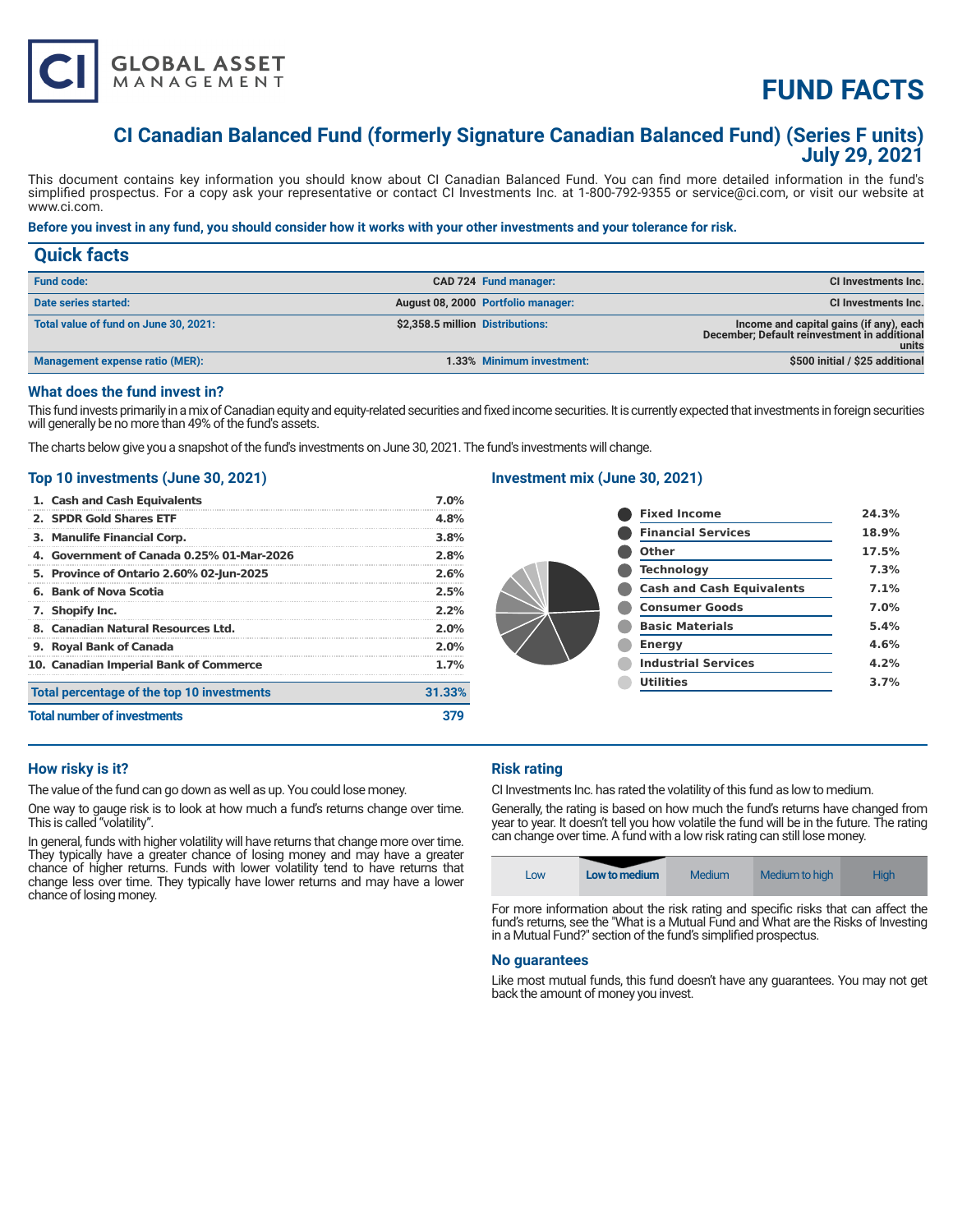CI GLOBAL ASSET MANAGEMENT

# FUND FACTS

## CI Canadian Balanced Fund (formerly Signature Canadian Balanced Fund) (Series F units) July 29, 2021

This document contains key information you should know about CI Canadian Balanced Fund. You can find more detailed information in the fund's simplified prospectus. For a copy ask your representative or contact CI Investments Inc. at 1-800-792-9355 or service@ci.com, or visit our website at www.ci.com.

**Before you invest in any fund, you should consider how it works with your other investments and your tolerance for risk.**

## Quick facts

| | | | |
|---|---|---|---|
| **Fund code:** | CAD 724 | **Fund manager:** | CI Investments Inc. |
| **Date series started:** | August 08, 2000 | **Portfolio manager:** | CI Investments Inc. |
| **Total value of fund on June 30, 2021:** | $2,358.5 million | **Distributions:** | Income and capital gains (if any), each December; Default reinvestment in additional units |
| **Management expense ratio (MER):** | 1.33% | **Minimum investment:** | $500 initial / $25 additional |

### What does the fund invest in?

This fund invests primarily in a mix of Canadian equity and equity-related securities and fixed income securities. It is currently expected that investments in foreign securities will generally be no more than 49% of the fund's assets.

The charts below give you a snapshot of the fund's investments on June 30, 2021. The fund's investments will change.

### Top 10 investments (June 30, 2021)

| | |
|---|---|
| 1. Cash and Cash Equivalents | 7.0% |
| 2. SPDR Gold Shares ETF | 4.8% |
| 3. Manulife Financial Corp. | 3.8% |
| 4. Government of Canada 0.25% 01-Mar-2026 | 2.8% |
| 5. Province of Ontario 2.60% 02-Jun-2025 | 2.6% |
| 6. Bank of Nova Scotia | 2.5% |
| 7. Shopify Inc. | 2.2% |
| 8. Canadian Natural Resources Ltd. | 2.0% |
| 9. Royal Bank of Canada | 2.0% |
| 10. Canadian Imperial Bank of Commerce | 1.7% |
| **Total percentage of the top 10 investments** | **31.33%** |
| **Total number of investments** | **379** |

### Investment mix (June 30, 2021)

| | |
|---|---|
| Fixed Income | 24.3% |
| Financial Services | 18.9% |
| Other | 17.5% |
| Technology | 7.3% |
| Cash and Cash Equivalents | 7.1% |
| Consumer Goods | 7.0% |
| Basic Materials | 5.4% |
| Energy | 4.6% |
| Industrial Services | 4.2% |
| Utilities | 3.7% |

### How risky is it?

The value of the fund can go down as well as up. You could lose money.

One way to gauge risk is to look at how much a fund's returns change over time. This is called "volatility".

In general, funds with higher volatility will have returns that change more over time. They typically have a greater chance of losing money and may have a greater chance of higher returns. Funds with lower volatility tend to have returns that change less over time. They typically have lower returns and may have a lower chance of losing money.

### Risk rating

CI Investments Inc. has rated the volatility of this fund as low to medium.

Generally, the rating is based on how much the fund's returns have changed from year to year. It doesn't tell you how volatile the fund will be in the future. The rating can change over time. A fund with a low risk rating can still lose money.

| Low | **Low to medium** | Medium | Medium to high | High |
|---|---|---|---|---|

For more information about the risk rating and specific risks that can affect the fund's returns, see the "What is a Mutual Fund and What are the Risks of Investing in a Mutual Fund?" section of the fund's simplified prospectus.

### No guarantees

Like most mutual funds, this fund doesn't have any guarantees. You may not get back the amount of money you invest.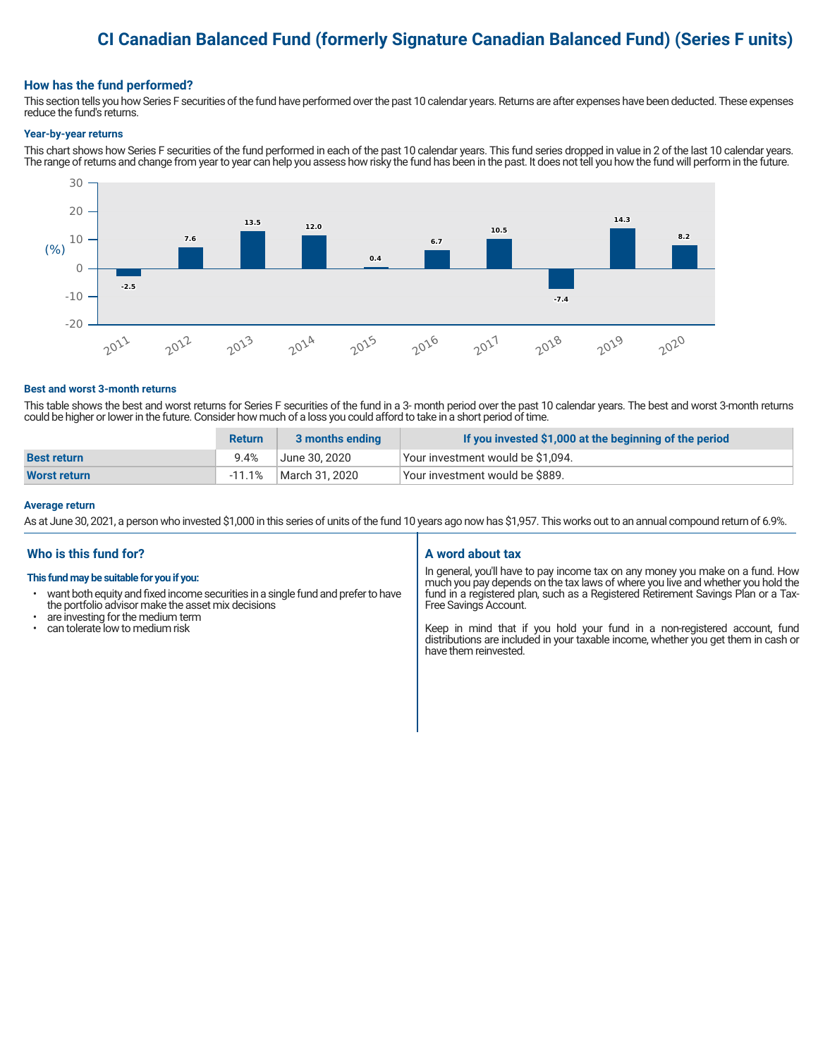# CI Canadian Balanced Fund (formerly Signature Canadian Balanced Fund) (Series F units)

## How has the fund performed?

This section tells you how Series F securities of the fund have performed over the past 10 calendar years. Returns are after expenses have been deducted. These expenses reduce the fund's returns.

### Year-by-year returns

This chart shows how Series F securities of the fund performed in each of the past 10 calendar years. This fund series dropped in value in 2 of the last 10 calendar years. The range of returns and change from year to year can help you assess how risky the fund has been in the past. It does not tell you how the fund will perform in the future.

| Year | 2011 | 2012 | 2013 | 2014 | 2015 | 2016 | 2017 | 2018 | 2019 | 2020 |
|---|---|---|---|---|---|---|---|---|---|---|
| (%) | -2.5 | 7.6 | 13.5 | 12.0 | 0.4 | 6.7 | 10.5 | -7.4 | 14.3 | 8.2 |

### Best and worst 3-month returns

This table shows the best and worst returns for Series F securities of the fund in a 3- month period over the past 10 calendar years. The best and worst 3-month returns could be higher or lower in the future. Consider how much of a loss you could afford to take in a short period of time.

| | Return | 3 months ending | If you invested $1,000 at the beginning of the period |
|---|---|---|---|
| **Best return** | 9.4% | June 30, 2020 | Your investment would be $1,094. |
| **Worst return** | -11.1% | March 31, 2020 | Your investment would be $889. |

### Average return

As at June 30, 2021, a person who invested $1,000 in this series of units of the fund 10 years ago now has $1,957. This works out to an annual compound return of 6.9%.

## Who is this fund for?

**This fund may be suitable for you if you:**

- want both equity and fixed income securities in a single fund and prefer to have the portfolio advisor make the asset mix decisions
- are investing for the medium term
- can tolerate low to medium risk

## A word about tax

In general, you'll have to pay income tax on any money you make on a fund. How much you pay depends on the tax laws of where you live and whether you hold the fund in a registered plan, such as a Registered Retirement Savings Plan or a Tax-Free Savings Account.

Keep in mind that if you hold your fund in a non-registered account, fund distributions are included in your taxable income, whether you get them in cash or have them reinvested.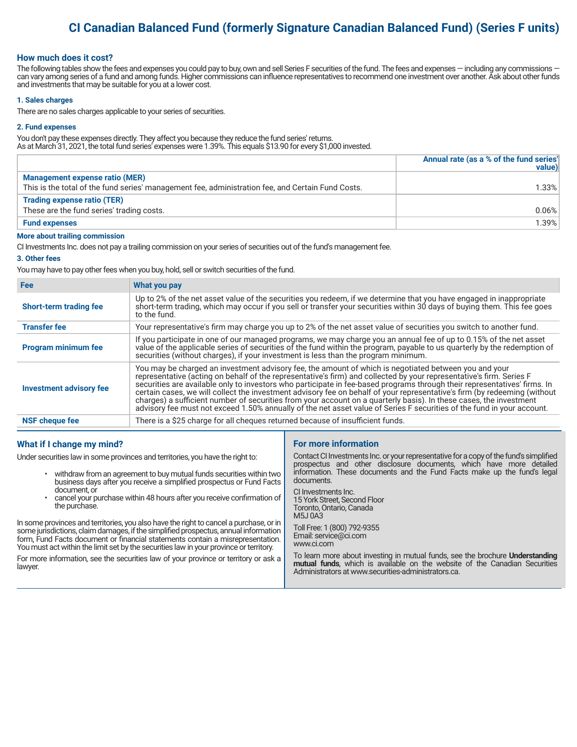# CI Canadian Balanced Fund (formerly Signature Canadian Balanced Fund) (Series F units)

## How much does it cost?

The following tables show the fees and expenses you could pay to buy, own and sell Series F securities of the fund. The fees and expenses — including any commissions — can vary among series of a fund and among funds. Higher commissions can influence representatives to recommend one investment over another. Ask about other funds and investments that may be suitable for you at a lower cost.

### 1. Sales charges

There are no sales charges applicable to your series of securities.

### 2. Fund expenses

You don't pay these expenses directly. They affect you because they reduce the fund series' returns.
As at March 31, 2021, the total fund series' expenses were 1.39%. This equals $13.90 for every $1,000 invested.

| | Annual rate (as a % of the fund series' value) |
|---|---|
| **Management expense ratio (MER)**<br>This is the total of the fund series' management fee, administration fee, and Certain Fund Costs. | 1.33% |
| **Trading expense ratio (TER)**<br>These are the fund series' trading costs. | 0.06% |
| **Fund expenses** | 1.39% |

#### More about trailing commission

CI Investments Inc. does not pay a trailing commission on your series of securities out of the fund's management fee.

### 3. Other fees

You may have to pay other fees when you buy, hold, sell or switch securities of the fund.

| Fee | What you pay |
|---|---|
| **Short-term trading fee** | Up to 2% of the net asset value of the securities you redeem, if we determine that you have engaged in inappropriate short-term trading, which may occur if you sell or transfer your securities within 30 days of buying them. This fee goes to the fund. |
| **Transfer fee** | Your representative's firm may charge you up to 2% of the net asset value of securities you switch to another fund. |
| **Program minimum fee** | If you participate in one of our managed programs, we may charge you an annual fee of up to 0.15% of the net asset value of the applicable series of securities of the fund within the program, payable to us quarterly by the redemption of securities (without charges), if your investment is less than the program minimum. |
| **Investment advisory fee** | You may be charged an investment advisory fee, the amount of which is negotiated between you and your representative (acting on behalf of the representative's firm) and collected by your representative's firm. Series F securities are available only to investors who participate in fee-based programs through their representatives' firms. In certain cases, we will collect the investment advisory fee on behalf of your representative's firm (by redeeming (without charges) a sufficient number of securities from your account on a quarterly basis). In these cases, the investment advisory fee must not exceed 1.50% annually of the net asset value of Series F securities of the fund in your account. |
| **NSF cheque fee** | There is a $25 charge for all cheques returned because of insufficient funds. |

## What if I change my mind?

Under securities law in some provinces and territories, you have the right to:

- withdraw from an agreement to buy mutual funds securities within two business days after you receive a simplified prospectus or Fund Facts document, or
- cancel your purchase within 48 hours after you receive confirmation of the purchase.

In some provinces and territories, you also have the right to cancel a purchase, or in some jurisdictions, claim damages, if the simplified prospectus, annual information form, Fund Facts document or financial statements contain a misrepresentation. You must act within the limit set by the securities law in your province or territory.

For more information, see the securities law of your province or territory or ask a lawyer.

## For more information

Contact CI Investments Inc. or your representative for a copy of the fund's simplified prospectus and other disclosure documents, which have more detailed information. These documents and the Fund Facts make up the fund's legal documents.

CI Investments Inc.
15 York Street, Second Floor
Toronto, Ontario, Canada
M5J 0A3

Toll Free: 1 (800) 792-9355
Email: service@ci.com
www.ci.com

To learn more about investing in mutual funds, see the brochure **Understanding mutual funds**, which is available on the website of the Canadian Securities Administrators at www.securities-administrators.ca.